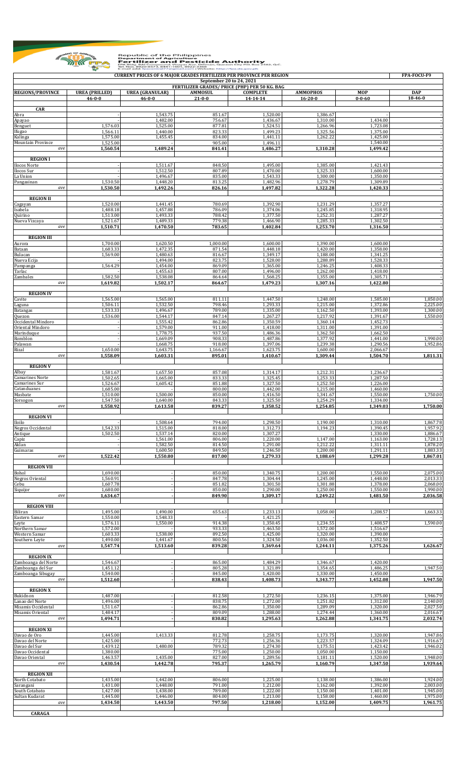Republic of the Philippines
Department of Agriculture
**Fertilizer and Pesticide Authority**

FPA Bldg. BAI Compound, Visayas Ave. Diliman, Quezon City P.O. Box 2582, Q.C.

**CURRENT PRICES OF 6 MAJOR GRADES FERTILIZER PER PROVINCE PER REGION** — **FPA-FOCU-F9**

**September 20 to 24, 2021**

**FERTILIZER GRADES/ PRICE (PHP) PER 50 KG. BAG**

| REGIONS/PROVINCE | UREA (PRILLED) 46-0-0 | UREA (GRANULAR) 46-0-0 | AMMOSUL 21-0-0 | COMPLETE 14-14-14 | AMMOPHOS 16-20-0 | MOP 0-0-60 | DAP 18-46-0 |
|---|---|---|---|---|---|---|---|
| **CAR** | | | | | | | |
| Abra | - | 1,543.75 | 851.67 | 1,520.00 | 1,386.67 | - | - |
| Apayao | - | 1,482.00 | 756.67 | 1,436.67 | 1,310.00 | 1,434.00 | - |
| Benguet | 1,576.03 | 1,525.00 | 877.81 | 1,524.51 | 1,266.96 | 1,723.08 | - |
| Ifugao | 1,566.11 | 1,440.00 | 823.33 | 1,499.23 | 1,325.56 | 1,375.00 | - |
| Kalinga | 1,575.00 | 1,455.45 | 834.00 | 1,441.11 | 1,262.22 | 1,425.00 | - |
| Mountain Province | 1,525.00 | - | 905.00 | 1,496.11 | - | 1,540.00 | - |
| *ave* | **1,560.54** | **1,489.24** | **841.41** | **1,486.27** | **1,310.28** | **1,499.42** | **-** |
| **REGION I** | | | | | | | |
| Ilocos Norte | - | 1,511.67 | 848.50 | 1,495.00 | 1,385.00 | 1,421.43 | - |
| Ilocos Sur | - | 1,512.50 | 807.89 | 1,470.00 | 1,325.33 | 1,600.00 | - |
| La Union | - | 1,496.67 | 835.00 | 1,543.33 | 1,300.00 | 1,350.00 | - |
| Pangasinan | 1,530.50 | 1,448.20 | 813.25 | 1,482.96 | 1,278.79 | 1,309.89 | - |
| *ave* | **1,530.50** | **1,492.26** | **826.16** | **1,497.82** | **1,322.28** | **1,420.33** | **-** |
| **REGION II** | | | | | | | |
| Cagayan | 1,520.00 | 1,441.45 | 780.69 | 1,392.90 | 1,231.29 | 1,357.27 | - |
| Isabela | 1,488.18 | 1,457.88 | 786.09 | 1,374.06 | 1,245.85 | 1,318.95 | - |
| Quirino | 1,513.00 | 1,493.33 | 788.42 | 1,377.50 | 1,252.31 | 1,287.27 | - |
| Nueva Vizcaya | 1,521.67 | 1,489.33 | 779.38 | 1,466.90 | 1,285.33 | 1,302.50 | - |
| *ave* | **1,510.71** | **1,470.50** | **783.65** | **1,402.84** | **1,253.70** | **1,316.50** | **-** |
| **REGION III** | | | | | | | |
| Aurora | 1,700.00 | 1,620.50 | 1,000.00 | 1,600.00 | 1,390.00 | 1,600.00 | - |
| Bataan | 1,683.33 | 1,472.35 | 871.54 | 1,448.18 | 1,420.00 | 1,358.00 | - |
| Bulacan | 1,569.00 | 1,480.63 | 816.67 | 1,349.17 | 1,188.00 | 1,341.25 | - |
| Nueva Ecija | - | 1,494.00 | 823.75 | 1,528.00 | 1,288.89 | 1,528.33 | - |
| Pampanga | 1,564.29 | 1,454.00 | 869.09 | 1,365.00 | 1,246.25 | 1,408.33 | - |
| Tarlac | - | 1,455.63 | 807.00 | 1,496.00 | 1,262.00 | 1,418.00 | - |
| Zambales | 1,582.50 | 1,538.08 | 864.64 | 1,568.25 | 1,355.00 | 1,305.71 | - |
| *ave* | **1,619.82** | **1,502.17** | **864.67** | **1,479.23** | **1,307.16** | **1,422.80** | **-** |
| **REGION IV** | | | | | | | |
| Cavite | 1,565.00 | 1,565.00 | 811.11 | 1,447.50 | 1,248.00 | 1,585.00 | 1,850.00 |
| Laguna | 1,506.11 | 1,532.50 | 798.46 | 1,293.33 | 1,215.00 | 1,372.86 | 2,225.00 |
| Batangas | 1,533.33 | 1,496.67 | 789.00 | 1,335.00 | 1,162.50 | 1,393.00 | 1,300.00 |
| Quezon | 1,536.00 | 1,544.17 | 847.14 | 1,267.27 | 1,217.92 | 1,391.67 | 1,550.00 |
| Occidental Mindoro | - | 1,555.42 | 862.86 | 1,350.59 | 1,360.14 | 1,452.73 | - |
| Oriental Mindoro | - | 1,579.00 | 911.00 | 1,418.00 | 1,311.00 | 1,391.00 | - |
| Marinduque | - | 1,778.75 | 937.50 | 1,486.36 | 1,362.50 | 1,662.50 | - |
| Romblon | - | 1,669.09 | 908.33 | 1,487.86 | 1,377.92 | 1,441.00 | 1,990.00 |
| Palawan | - | 1,668.75 | 918.00 | 1,397.06 | 1,239.38 | 1,290.56 | 1,952.86 |
| Rizal | 1,650.00 | 1,643.75 | 1,166.67 | 1,623.75 | 1,600.00 | 2,066.67 | - |
| *ave* | **1,558.09** | **1,603.31** | **895.01** | **1,410.67** | **1,309.44** | **1,504.70** | **1,811.31** |
| **REGION V** | | | | | | | |
| Albay | 1,581.67 | 1,657.50 | 857.08 | 1,314.17 | 1,212.31 | 1,236.67 | - |
| Camarines Norte | 1,502.65 | 1,665.00 | 833.33 | 1,325.45 | 1,253.33 | 1,287.50 | - |
| Camarines Sur | 1,526.67 | 1,605.42 | 851.88 | 1,327.50 | 1,252.50 | 1,226.00 | - |
| Catanduanes | 1,685.00 | - | 800.00 | 1,442.00 | 1,215.00 | 1,460.00 | - |
| Masbate | 1,510.00 | 1,500.00 | 850.00 | 1,416.50 | 1,341.67 | 1,550.00 | 1,750.00 |
| Sorsogon | 1,547.50 | 1,640.00 | 843.33 | 1,325.50 | 1,254.29 | 1,334.00 | - |
| *ave* | **1,558.92** | **1,613.58** | **839.27** | **1,358.52** | **1,254.85** | **1,349.03** | **1,750.00** |
| **REGION VI** | | | | | | | |
| Iloilo | - | 1,508.64 | 794.00 | 1,298.50 | 1,190.00 | 1,310.00 | 1,867.78 |
| Negros Occidental | 1,542.33 | 1,515.00 | 818.00 | 1,312.73 | 1,194.23 | 1,390.45 | 1,957.92 |
| Antique | 1,502.50 | 1,537.14 | 820.00 | 1,307.27 | - | 1,330.00 | 1,886.67 |
| Capiz | - | 1,561.00 | 806.00 | 1,220.00 | 1,147.00 | 1,163.00 | 1,728.13 |
| Aklan | - | 1,582.50 | 814.50 | 1,291.00 | 1,212.22 | 1,311.11 | 1,878.20 |
| Guimaras | - | 1,600.50 | 849.50 | 1,246.50 | 1,200.00 | 1,291.11 | 1,883.33 |
| *ave* | **1,522.42** | **1,550.80** | **817.00** | **1,279.33** | **1,188.69** | **1,299.28** | **1,867.01** |
| **REGION VII** | | | | | | | |
| Bohol | 1,690.00 | - | 850.00 | 1,340.75 | 1,200.00 | 1,550.00 | 2,075.00 |
| Negros Oriental | 1,560.91 | - | 847.78 | 1,304.44 | 1,245.00 | 1,448.00 | 2,013.33 |
| Cebu | 1,607.78 | - | 851.82 | 1,301.50 | 1,301.88 | 1,378.00 | 2,068.00 |
| Siquijor | 1,680.00 | - | 850.00 | 1,290.00 | 1,250.00 | 1,550.00 | 1,990.00 |
| *ave* | **1,634.67** | **-** | **849.90** | **1,309.17** | **1,249.22** | **1,481.50** | **2,036.58** |
| **REGION VIII** | | | | | | | |
| Biliran | 1,495.00 | 1,490.00 | 655.63 | 1,233.13 | 1,058.00 | 1,208.57 | 1,663.33 |
| Eastern Samar | 1,550.00 | 1,548.33 | - | 1,421.25 | - | - | - |
| Leyte | 1,576.11 | 1,550.00 | 914.38 | 1,350.45 | 1,234.55 | 1,408.57 | 1,590.00 |
| Northern Samar | 1,572.00 | - | 933.33 | 1,463.50 | 1,572.00 | 1,516.67 | - |
| Western Samar | 1,603.33 | 1,538.00 | 892.50 | 1,425.00 | 1,320.00 | 1,390.00 | - |
| Southern Leyte | 1,490.00 | 1,441.67 | 800.56 | 1,324.50 | 1,036.00 | 1,352.50 | - |
| *ave* | **1,547.74** | **1,513.60** | **839.28** | **1,369.64** | **1,244.11** | **1,375.26** | **1,626.67** |
| **REGION IX** | | | | | | | |
| Zamboanga del Norte | 1,546.67 | - | 865.00 | 1,484.29 | 1,346.67 | 1,420.00 | - |
| Zamboanga del Sur | 1,451.12 | - | 805.28 | 1,321.89 | 1,354.65 | 1,486.25 | 1,947.50 |
| Zamboanga Sibugay | 1,540.00 | - | 845.00 | 1,420.00 | 1,330.00 | 1,450.00 | - |
| *ave* | **1,512.60** | **-** | **838.43** | **1,408.73** | **1,343.77** | **1,452.08** | **1,947.50** |
| **REGION X** | | | | | | | |
| Bukidnon | 1,487.00 | - | 812.58 | 1,272.50 | 1,236.15 | 1,375.00 | 1,946.79 |
| Lanao del Norte | 1,496.00 | - | 838.75 | 1,272.00 | 1,251.82 | 1,312.00 | 2,140.00 |
| Misamis Occidental | 1,511.67 | - | 862.86 | 1,350.00 | 1,289.09 | 1,320.00 | 2,027.50 |
| Misamis Oriental | 1,484.17 | - | 809.09 | 1,288.00 | 1,274.44 | 1,360.00 | 2,016.67 |
| *ave* | **1,494.71** | **-** | **830.82** | **1,295.63** | **1,262.88** | **1,341.75** | **2,032.74** |
| **REGION XI** | | | | | | | |
| Davao de Oro | 1,445.00 | 1,413.33 | 812.78 | 1,258.75 | 1,173.75 | 1,320.00 | 1,947.86 |
| Davao del Norte | 1,425.00 | - | 772.73 | 1,256.36 | 1,223.57 | 1,324.09 | 1,916.67 |
| Davao del Sur | 1,439.12 | 1,480.00 | 789.32 | 1,274.30 | 1,175.51 | 1,423.42 | 1,946.02 |
| Davao Occidental | 1,380.00 | - | 775.00 | 1,250.00 | 1,050.00 | 1,150.00 | - |
| Davao Oriental | 1,463.57 | 1,435.00 | 827.00 | 1,289.56 | 1,181.11 | 1,520.00 | 1,948.00 |
| *ave* | **1,430.54** | **1,442.78** | **795.37** | **1,265.79** | **1,160.79** | **1,347.50** | **1,939.64** |
| **REGION XII** | | | | | | | |
| North Cotabato | 1,435.00 | 1,442.00 | 806.00 | 1,225.00 | 1,138.00 | 1,386.00 | 1,924.00 |
| Sarangani | 1,431.00 | 1,448.00 | 791.00 | 1,212.00 | 1,162.00 | 1,392.00 | 2,003.00 |
| South Cotabato | 1,427.00 | 1,438.00 | 789.00 | 1,222.00 | 1,150.00 | 1,401.00 | 1,945.00 |
| Sultan Kudarat | 1,445.00 | 1,446.00 | 804.00 | 1,213.00 | 1,158.00 | 1,460.00 | 1,975.00 |
| *ave* | **1,434.50** | **1,443.50** | **797.50** | **1,218.00** | **1,152.00** | **1,409.75** | **1,961.75** |
| **CARAGA** | | | | | | | |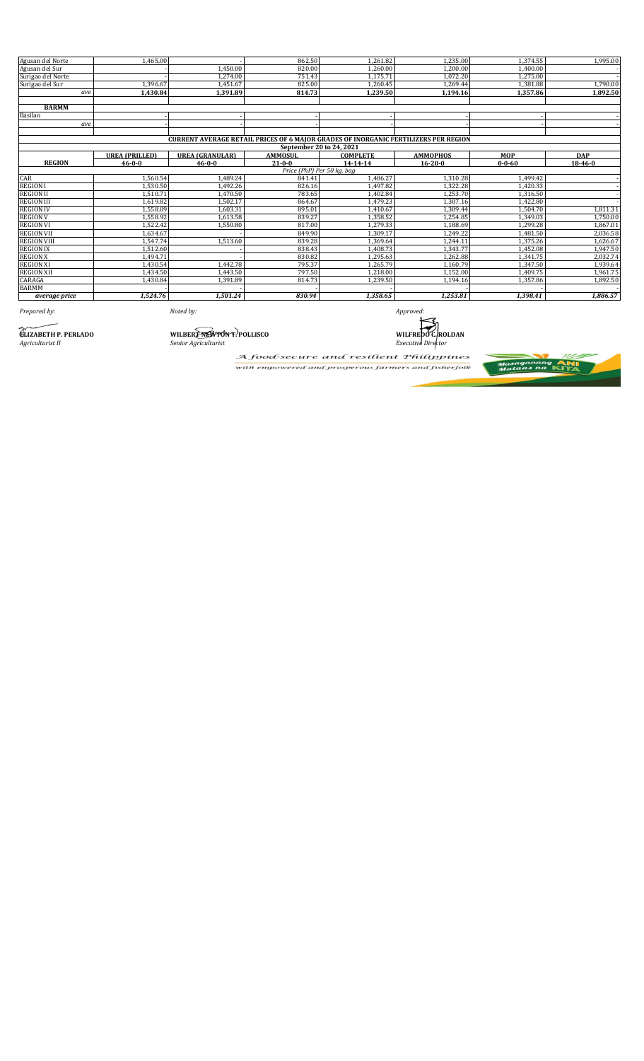| | | | | | | | |
|---|---|---|---|---|---|---|---|
| Agusan del Norte | 1,465.00 | - | 862.50 | 1,261.82 | 1,235.00 | 1,374.55 | 1,995.00 |
| Agusan del Sur | - | 1,450.00 | 820.00 | 1,260.00 | 1,200.00 | 1,400.00 | - |
| Surigao del Norte | - | 1,274.00 | 751.43 | 1,175.71 | 1,072.20 | 1,275.00 | - |
| Surigao del Sur | 1,396.67 | 1,451.67 | 825.00 | 1,260.45 | 1,269.44 | 1,381.88 | 1,790.00 |
| *ave* | **1,430.84** | **1,391.89** | **814.73** | **1,239.50** | **1,194.16** | **1,357.86** | **1,892.50** |
| | | | | | | | |
| **BARMM** | | | | | | | |
| Basilan | - | - | - | - | - | - | - |
| *ave* | **-** | **-** | **-** | **-** | **-** | **-** | **-** |

**CURRENT AVERAGE RETAIL PRICES OF 6 MAJOR GRADES OF INORGANIC FERTILIZERS PER REGION**

**September 20 to 24, 2021**

| **REGION** | **UREA (PRILLED) 46-0-0** | **UREA (GRANULAR) 46-0-0** | **AMMOSUL 21-0-0** | **COMPLETE 14-14-14** | **AMMOPHOS 16-20-0** | **MOP 0-0-60** | **DAP 18-46-0** |
|---|---|---|---|---|---|---|---|
| | | | *Price (PhP) Per 50 kg. bag* | | | | |
| CAR | 1,560.54 | 1,489.24 | 841.41 | 1,486.27 | 1,310.28 | 1,499.42 | - |
| REGION I | 1,530.50 | 1,492.26 | 826.16 | 1,497.82 | 1,322.28 | 1,420.33 | - |
| REGION II | 1,510.71 | 1,470.50 | 783.65 | 1,402.84 | 1,253.70 | 1,316.50 | - |
| REGION III | 1,619.82 | 1,502.17 | 864.67 | 1,479.23 | 1,307.16 | 1,422.80 | - |
| REGION IV | 1,558.09 | 1,603.31 | 895.01 | 1,410.67 | 1,309.44 | 1,504.70 | 1,811.31 |
| REGION V | 1,558.92 | 1,613.58 | 839.27 | 1,358.52 | 1,254.85 | 1,349.03 | 1,750.00 |
| REGION VI | 1,522.42 | 1,550.80 | 817.00 | 1,279.33 | 1,188.69 | 1,299.28 | 1,867.01 |
| REGION VII | 1,634.67 | - | 849.90 | 1,309.17 | 1,249.22 | 1,481.50 | 2,036.58 |
| REGION VIII | 1,547.74 | 1,513.60 | 839.28 | 1,369.64 | 1,244.11 | 1,375.26 | 1,626.67 |
| REGION IX | 1,512.60 | - | 838.43 | 1,408.73 | 1,343.77 | 1,452.08 | 1,947.50 |
| REGION X | 1,494.71 | - | 830.82 | 1,295.63 | 1,262.88 | 1,341.75 | 2,032.74 |
| REGION XI | 1,430.54 | 1,442.78 | 795.37 | 1,265.79 | 1,160.79 | 1,347.50 | 1,939.64 |
| REGION XII | 1,434.50 | 1,443.50 | 797.50 | 1,218.00 | 1,152.00 | 1,409.75 | 1,961.75 |
| CARAGA | 1,430.84 | 1,391.89 | 814.73 | 1,239.50 | 1,194.16 | 1,357.86 | 1,892.50 |
| BARMM | - | - | - | - | - | - | - |
| ***average price*** | ***1,524.76*** | ***1,501.24*** | ***830.94*** | ***1,358.65*** | ***1,253.81*** | ***1,398.41*** | ***1,886.57*** |

*Prepared by:*

**ELIZABETH P. PERLADO**
*Agriculturist II*

*Noted by:*

**WILBERT NEWTON T. POLLISCO**
*Senior Agriculturist*

*Approved:*

**WILFREDO C. ROLDAN**
*Executive Director*

*A food-secure and resilient Philippines with empowered and prosperous farmers and fisherfolk*

Masaganang ANI Mataas na KITA